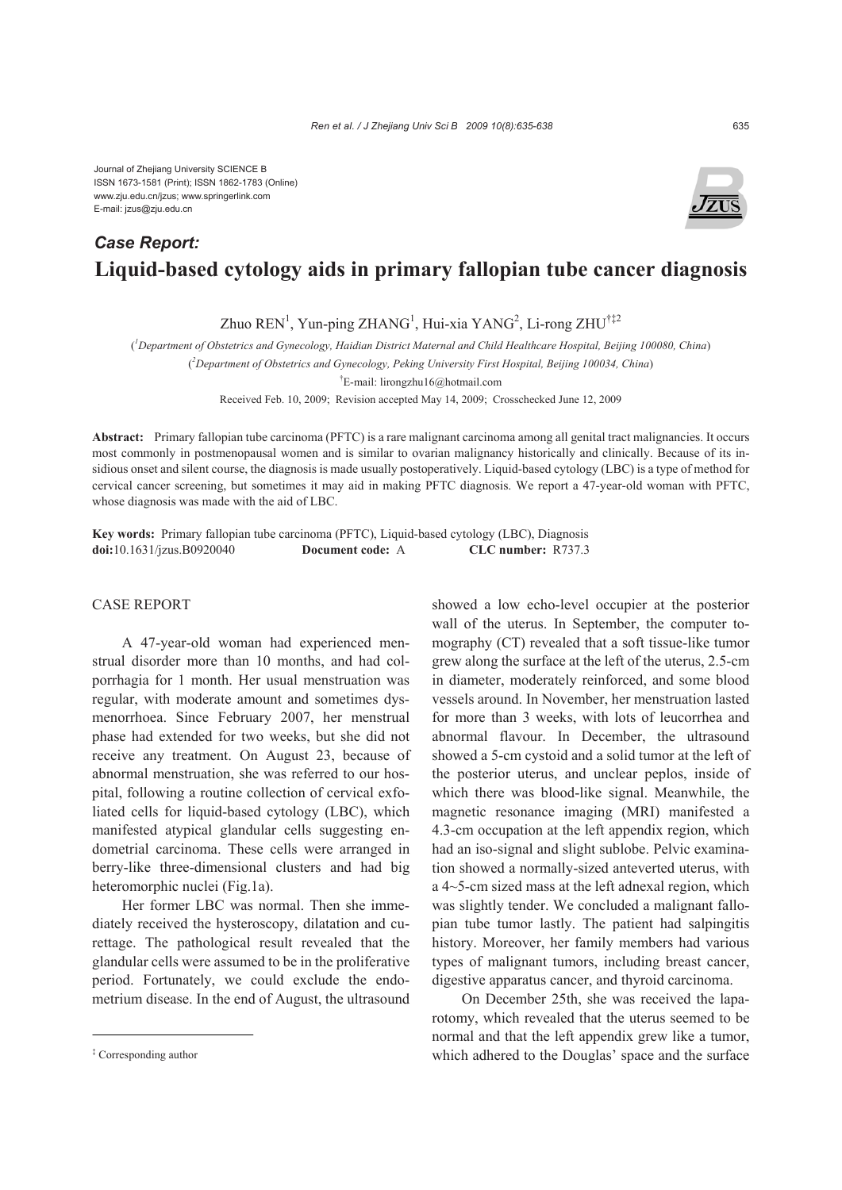Journal of Zhejiang University SCIENCE B
ISSN 1673-1581 (Print); ISSN 1862-1783 (Online)
www.zju.edu.cn/jzus; www.springerlink.com
E-mail: jzus@zju.edu.cn

***Case Report:***

# Liquid-based cytology aids in primary fallopian tube cancer diagnosis

Zhuo REN[1], Yun-ping ZHANG[1], Hui-xia YANG[2], Li-rong ZHU[†‡2]

([1]*Department of Obstetrics and Gynecology, Haidian District Maternal and Child Healthcare Hospital, Beijing 100080, China*)

([2]*Department of Obstetrics and Gynecology, Peking University First Hospital, Beijing 100034, China*)

[†]E-mail: lirongzhu16@hotmail.com

Received Feb. 10, 2009; Revision accepted May 14, 2009; Crosschecked June 12, 2009

**Abstract:** Primary fallopian tube carcinoma (PFTC) is a rare malignant carcinoma among all genital tract malignancies. It occurs most commonly in postmenopausal women and is similar to ovarian malignancy historically and clinically. Because of its insidious onset and silent course, the diagnosis is made usually postoperatively. Liquid-based cytology (LBC) is a type of method for cervical cancer screening, but sometimes it may aid in making PFTC diagnosis. We report a 47-year-old woman with PFTC, whose diagnosis was made with the aid of LBC.

**Key words:** Primary fallopian tube carcinoma (PFTC), Liquid-based cytology (LBC), Diagnosis
**doi:**10.1631/jzus.B0920040 **Document code:** A **CLC number:** R737.3

## CASE REPORT

A 47-year-old woman had experienced menstrual disorder more than 10 months, and had colporrhagia for 1 month. Her usual menstruation was regular, with moderate amount and sometimes dysmenorrhoea. Since February 2007, her menstrual phase had extended for two weeks, but she did not receive any treatment. On August 23, because of abnormal menstruation, she was referred to our hospital, following a routine collection of cervical exfoliated cells for liquid-based cytology (LBC), which manifested atypical glandular cells suggesting endometrial carcinoma. These cells were arranged in berry-like three-dimensional clusters and had big heteromorphic nuclei (Fig.1a).

Her former LBC was normal. Then she immediately received the hysteroscopy, dilatation and curettage. The pathological result revealed that the glandular cells were assumed to be in the proliferative period. Fortunately, we could exclude the endometrium disease. In the end of August, the ultrasound showed a low echo-level occupier at the posterior wall of the uterus. In September, the computer tomography (CT) revealed that a soft tissue-like tumor grew along the surface at the left of the uterus, 2.5-cm in diameter, moderately reinforced, and some blood vessels around. In November, her menstruation lasted for more than 3 weeks, with lots of leucorrhea and abnormal flavour. In December, the ultrasound showed a 5-cm cystoid and a solid tumor at the left of the posterior uterus, and unclear peplos, inside of which there was blood-like signal. Meanwhile, the magnetic resonance imaging (MRI) manifested a 4.3-cm occupation at the left appendix region, which had an iso-signal and slight sublobe. Pelvic examination showed a normally-sized anteverted uterus, with a 4~5-cm sized mass at the left adnexal region, which was slightly tender. We concluded a malignant fallopian tube tumor lastly. The patient had salpingitis history. Moreover, her family members had various types of malignant tumors, including breast cancer, digestive apparatus cancer, and thyroid carcinoma.

On December 25th, she was received the laparotomy, which revealed that the uterus seemed to be normal and that the left appendix grew like a tumor, which adhered to the Douglas' space and the surface

---

[‡] Corresponding author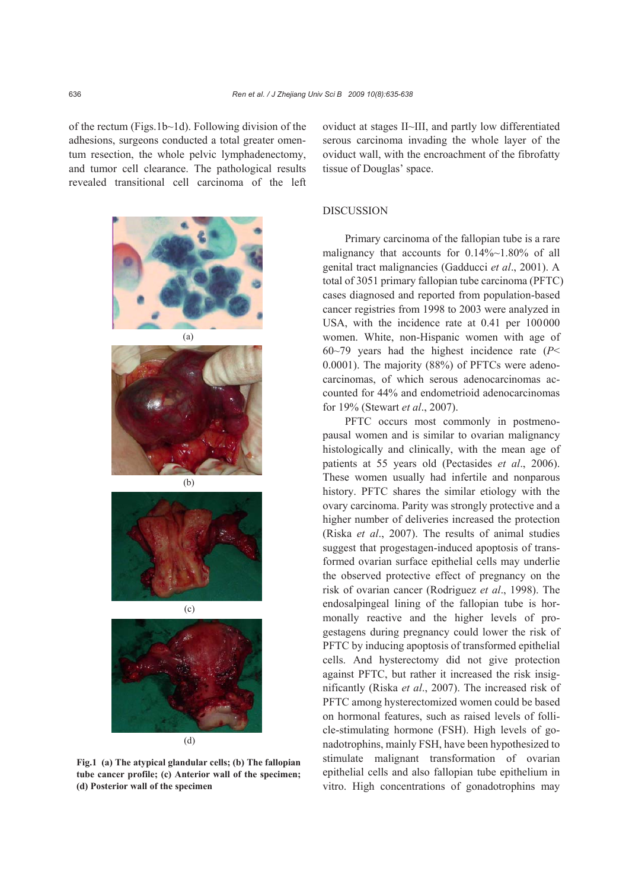of the rectum (Figs.1b~1d). Following division of the adhesions, surgeons conducted a total greater omentum resection, the whole pelvic lymphadenectomy, and tumor cell clearance. The pathological results revealed transitional cell carcinoma of the left oviduct at stages II~III, and partly low differentiated serous carcinoma invading the whole layer of the oviduct wall, with the encroachment of the fibrofatty tissue of Douglas' space.

(a)

(b)

(c)

(d)

**Fig.1 (a) The atypical glandular cells; (b) The fallopian tube cancer profile; (c) Anterior wall of the specimen; (d) Posterior wall of the specimen**

## DISCUSSION

Primary carcinoma of the fallopian tube is a rare malignancy that accounts for 0.14%~1.80% of all genital tract malignancies (Gadducci *et al*., 2001). A total of 3051 primary fallopian tube carcinoma (PFTC) cases diagnosed and reported from population-based cancer registries from 1998 to 2003 were analyzed in USA, with the incidence rate at 0.41 per 100000 women. White, non-Hispanic women with age of 60~79 years had the highest incidence rate ($P<0.0001$). The majority (88%) of PFTCs were adenocarcinomas, of which serous adenocarcinomas accounted for 44% and endometrioid adenocarcinomas for 19% (Stewart *et al*., 2007).

PFTC occurs most commonly in postmenopausal women and is similar to ovarian malignancy histologically and clinically, with the mean age of patients at 55 years old (Pectasides *et al*., 2006). These women usually had infertile and nonparous history. PFTC shares the similar etiology with the ovary carcinoma. Parity was strongly protective and a higher number of deliveries increased the protection (Riska *et al*., 2007). The results of animal studies suggest that progestagen-induced apoptosis of transformed ovarian surface epithelial cells may underlie the observed protective effect of pregnancy on the risk of ovarian cancer (Rodriguez *et al*., 1998). The endosalpingeal lining of the fallopian tube is hormonally reactive and the higher levels of progestagens during pregnancy could lower the risk of PFTC by inducing apoptosis of transformed epithelial cells. And hysterectomy did not give protection against PFTC, but rather it increased the risk insignificantly (Riska *et al*., 2007). The increased risk of PFTC among hysterectomized women could be based on hormonal features, such as raised levels of follicle-stimulating hormone (FSH). High levels of gonadotrophins, mainly FSH, have been hypothesized to stimulate malignant transformation of ovarian epithelial cells and also fallopian tube epithelium in vitro. High concentrations of gonadotrophins may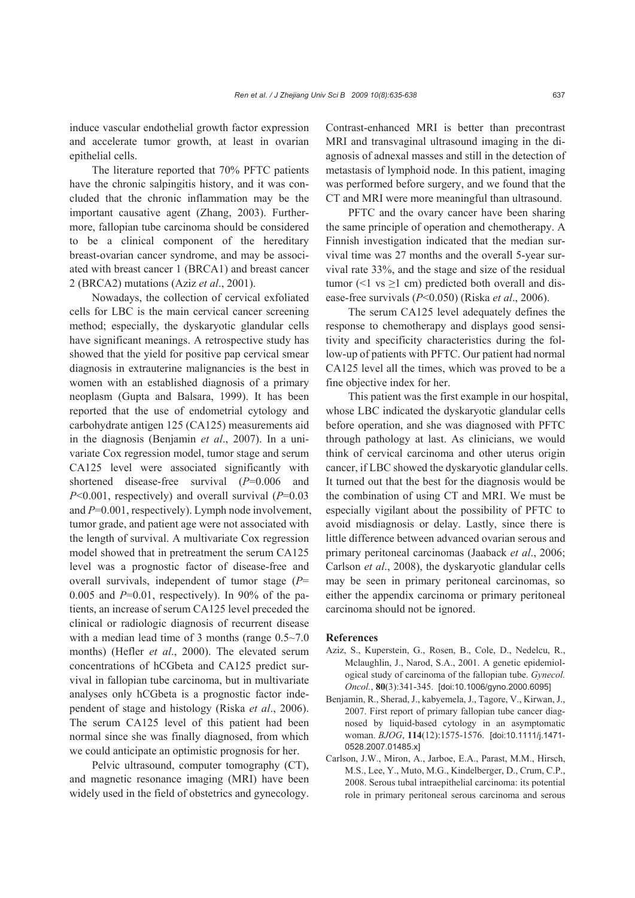induce vascular endothelial growth factor expression and accelerate tumor growth, at least in ovarian epithelial cells.

The literature reported that 70% PFTC patients have the chronic salpingitis history, and it was concluded that the chronic inflammation may be the important causative agent (Zhang, 2003). Furthermore, fallopian tube carcinoma should be considered to be a clinical component of the hereditary breast-ovarian cancer syndrome, and may be associated with breast cancer 1 (BRCA1) and breast cancer 2 (BRCA2) mutations (Aziz *et al*., 2001).

Nowadays, the collection of cervical exfoliated cells for LBC is the main cervical cancer screening method; especially, the dyskaryotic glandular cells have significant meanings. A retrospective study has showed that the yield for positive pap cervical smear diagnosis in extrauterine malignancies is the best in women with an established diagnosis of a primary neoplasm (Gupta and Balsara, 1999). It has been reported that the use of endometrial cytology and carbohydrate antigen 125 (CA125) measurements aid in the diagnosis (Benjamin *et al*., 2007). In a univariate Cox regression model, tumor stage and serum CA125 level were associated significantly with shortened disease-free survival ($P$=0.006 and $P$<0.001, respectively) and overall survival ($P$=0.03 and $P$=0.001, respectively). Lymph node involvement, tumor grade, and patient age were not associated with the length of survival. A multivariate Cox regression model showed that in pretreatment the serum CA125 level was a prognostic factor of disease-free and overall survivals, independent of tumor stage ($P$=0.005 and $P$=0.01, respectively). In 90% of the patients, an increase of serum CA125 level preceded the clinical or radiologic diagnosis of recurrent disease with a median lead time of 3 months (range 0.5~7.0 months) (Hefler *et al*., 2000). The elevated serum concentrations of hCGbeta and CA125 predict survival in fallopian tube carcinoma, but in multivariate analyses only hCGbeta is a prognostic factor independent of stage and histology (Riska *et al*., 2006). The serum CA125 level of this patient had been normal since she was finally diagnosed, from which we could anticipate an optimistic prognosis for her.

Pelvic ultrasound, computer tomography (CT), and magnetic resonance imaging (MRI) have been widely used in the field of obstetrics and gynecology. Contrast-enhanced MRI is better than precontrast MRI and transvaginal ultrasound imaging in the diagnosis of adnexal masses and still in the detection of metastasis of lymphoid node. In this patient, imaging was performed before surgery, and we found that the CT and MRI were more meaningful than ultrasound.

PFTC and the ovary cancer have been sharing the same principle of operation and chemotherapy. A Finnish investigation indicated that the median survival time was 27 months and the overall 5-year survival rate 33%, and the stage and size of the residual tumor (<1 vs ≥1 cm) predicted both overall and disease-free survivals ($P$<0.050) (Riska *et al*., 2006).

The serum CA125 level adequately defines the response to chemotherapy and displays good sensitivity and specificity characteristics during the follow-up of patients with PFTC. Our patient had normal CA125 level all the times, which was proved to be a fine objective index for her.

This patient was the first example in our hospital, whose LBC indicated the dyskaryotic glandular cells before operation, and she was diagnosed with PFTC through pathology at last. As clinicians, we would think of cervical carcinoma and other uterus origin cancer, if LBC showed the dyskaryotic glandular cells. It turned out that the best for the diagnosis would be the combination of using CT and MRI. We must be especially vigilant about the possibility of PFTC to avoid misdiagnosis or delay. Lastly, since there is little difference between advanced ovarian serous and primary peritoneal carcinomas (Jaaback *et al*., 2006; Carlson *et al*., 2008), the dyskaryotic glandular cells may be seen in primary peritoneal carcinomas, so either the appendix carcinoma or primary peritoneal carcinoma should not be ignored.

## References

Aziz, S., Kuperstein, G., Rosen, B., Cole, D., Nedelcu, R., Mclaughlin, J., Narod, S.A., 2001. A genetic epidemiological study of carcinoma of the fallopian tube. *Gynecol. Oncol.*, **80**(3):341-345. [doi:10.1006/gyno.2000.6095]

Benjamin, R., Sherad, J., kabyemela, J., Tagore, V., Kirwan, J., 2007. First report of primary fallopian tube cancer diagnosed by liquid-based cytology in an asymptomatic woman. *BJOG*, **114**(12):1575-1576. [doi:10.1111/j.1471-0528.2007.01485.x]

Carlson, J.W., Miron, A., Jarboe, E.A., Parast, M.M., Hirsch, M.S., Lee, Y., Muto, M.G., Kindelberger, D., Crum, C.P., 2008. Serous tubal intraepithelial carcinoma: its potential role in primary peritoneal serous carcinoma and serous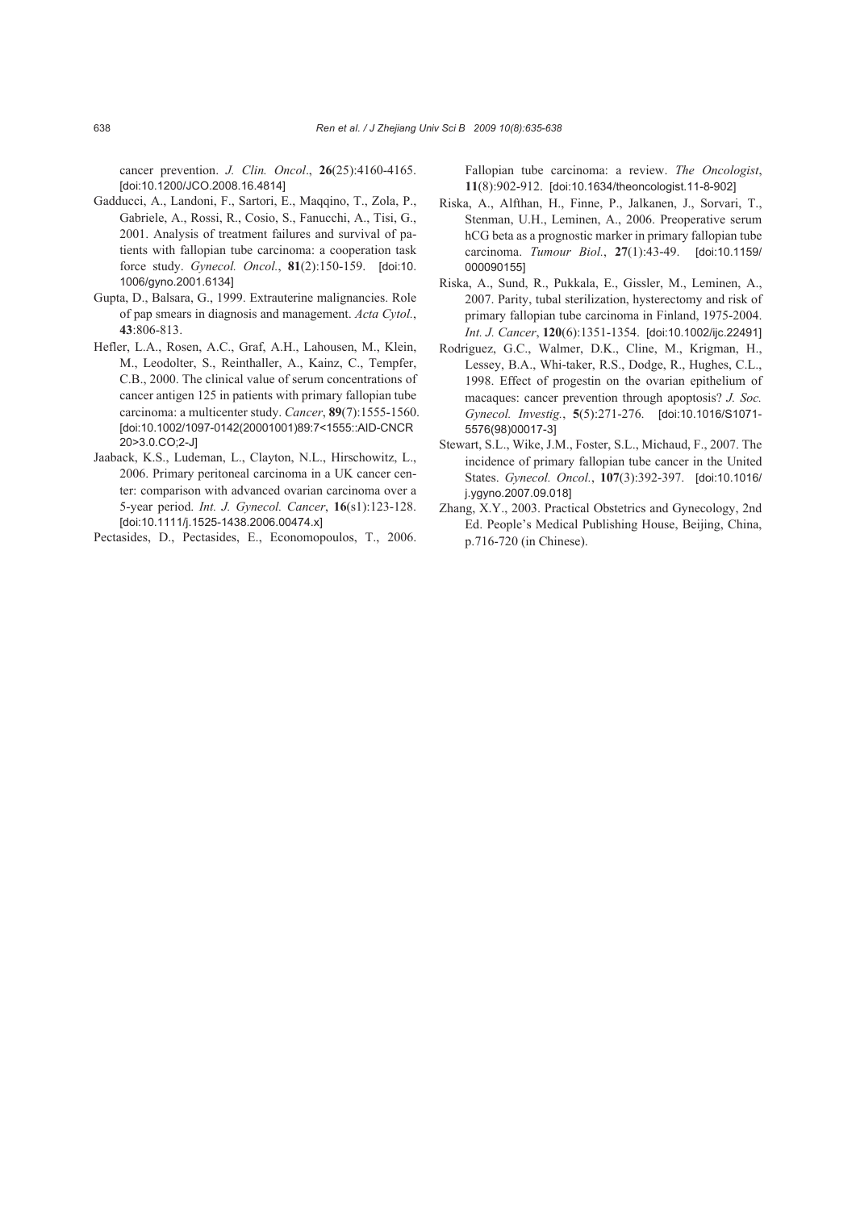cancer prevention. *J. Clin. Oncol*., **26**(25):4160-4165. [doi:10.1200/JCO.2008.16.4814]

Gadducci, A., Landoni, F., Sartori, E., Maqqino, T., Zola, P., Gabriele, A., Rossi, R., Cosio, S., Fanucchi, A., Tisi, G., 2001. Analysis of treatment failures and survival of patients with fallopian tube carcinoma: a cooperation task force study. *Gynecol. Oncol.*, **81**(2):150-159. [doi:10.1006/gyno.2001.6134]

Gupta, D., Balsara, G., 1999. Extrauterine malignancies. Role of pap smears in diagnosis and management. *Acta Cytol.*, **43**:806-813.

Hefler, L.A., Rosen, A.C., Graf, A.H., Lahousen, M., Klein, M., Leodolter, S., Reinthaller, A., Kainz, C., Tempfer, C.B., 2000. The clinical value of serum concentrations of cancer antigen 125 in patients with primary fallopian tube carcinoma: a multicenter study. *Cancer*, **89**(7):1555-1560. [doi:10.1002/1097-0142(20001001)89:7<1555::AID-CNCR20>3.0.CO;2-J]

Jaaback, K.S., Ludeman, L., Clayton, N.L., Hirschowitz, L., 2006. Primary peritoneal carcinoma in a UK cancer center: comparison with advanced ovarian carcinoma over a 5-year period. *Int. J. Gynecol. Cancer*, **16**(s1):123-128. [doi:10.1111/j.1525-1438.2006.00474.x]

Pectasides, D., Pectasides, E., Economopoulos, T., 2006. Fallopian tube carcinoma: a review. *The Oncologist*, **11**(8):902-912. [doi:10.1634/theoncologist.11-8-902]

Riska, A., Alfthan, H., Finne, P., Jalkanen, J., Sorvari, T., Stenman, U.H., Leminen, A., 2006. Preoperative serum hCG beta as a prognostic marker in primary fallopian tube carcinoma. *Tumour Biol.*, **27**(1):43-49. [doi:10.1159/000090155]

Riska, A., Sund, R., Pukkala, E., Gissler, M., Leminen, A., 2007. Parity, tubal sterilization, hysterectomy and risk of primary fallopian tube carcinoma in Finland, 1975-2004. *Int. J. Cancer*, **120**(6):1351-1354. [doi:10.1002/ijc.22491]

Rodriguez, G.C., Walmer, D.K., Cline, M., Krigman, H., Lessey, B.A., Whi-taker, R.S., Dodge, R., Hughes, C.L., 1998. Effect of progestin on the ovarian epithelium of macaques: cancer prevention through apoptosis? *J. Soc. Gynecol. Investig.*, **5**(5):271-276. [doi:10.1016/S1071-5576(98)00017-3]

Stewart, S.L., Wike, J.M., Foster, S.L., Michaud, F., 2007. The incidence of primary fallopian tube cancer in the United States. *Gynecol. Oncol.*, **107**(3):392-397. [doi:10.1016/j.ygyno.2007.09.018]

Zhang, X.Y., 2003. Practical Obstetrics and Gynecology, 2nd Ed. People's Medical Publishing House, Beijing, China, p.716-720 (in Chinese).